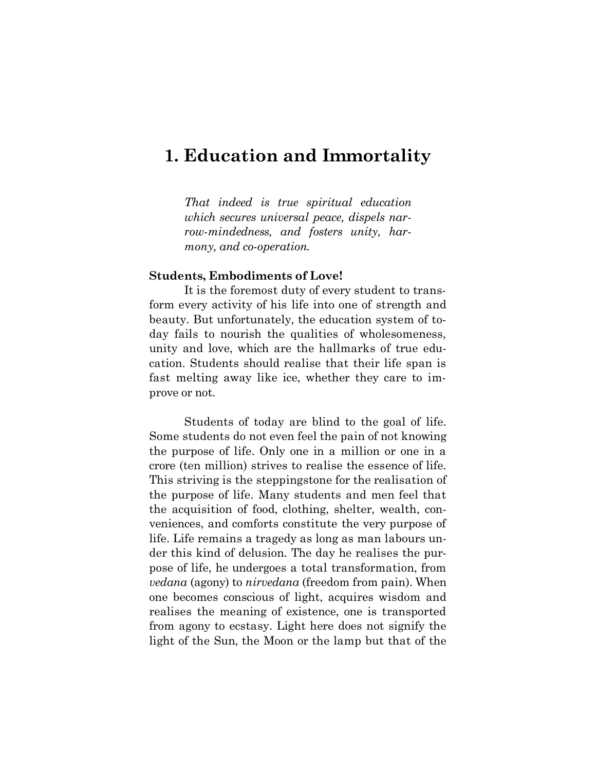# 1. Education and Immortality

*That indeed is true spiritual education which secures universal peace, dispels narrow-mindedness, and fosters unity, harmony, and co-operation.*

**Students, Embodiments of Love!**

It is the foremost duty of every student to transform every activity of his life into one of strength and beauty. But unfortunately, the education system of today fails to nourish the qualities of wholesomeness, unity and love, which are the hallmarks of true education. Students should realise that their life span is fast melting away like ice, whether they care to improve or not.

Students of today are blind to the goal of life. Some students do not even feel the pain of not knowing the purpose of life. Only one in a million or one in a crore (ten million) strives to realise the essence of life. This striving is the steppingstone for the realisation of the purpose of life. Many students and men feel that the acquisition of food, clothing, shelter, wealth, conveniences, and comforts constitute the very purpose of life. Life remains a tragedy as long as man labours under this kind of delusion. The day he realises the purpose of life, he undergoes a total transformation, from *vedana* (agony) to *nirvedana* (freedom from pain). When one becomes conscious of light, acquires wisdom and realises the meaning of existence, one is transported from agony to ecstasy. Light here does not signify the light of the Sun, the Moon or the lamp but that of the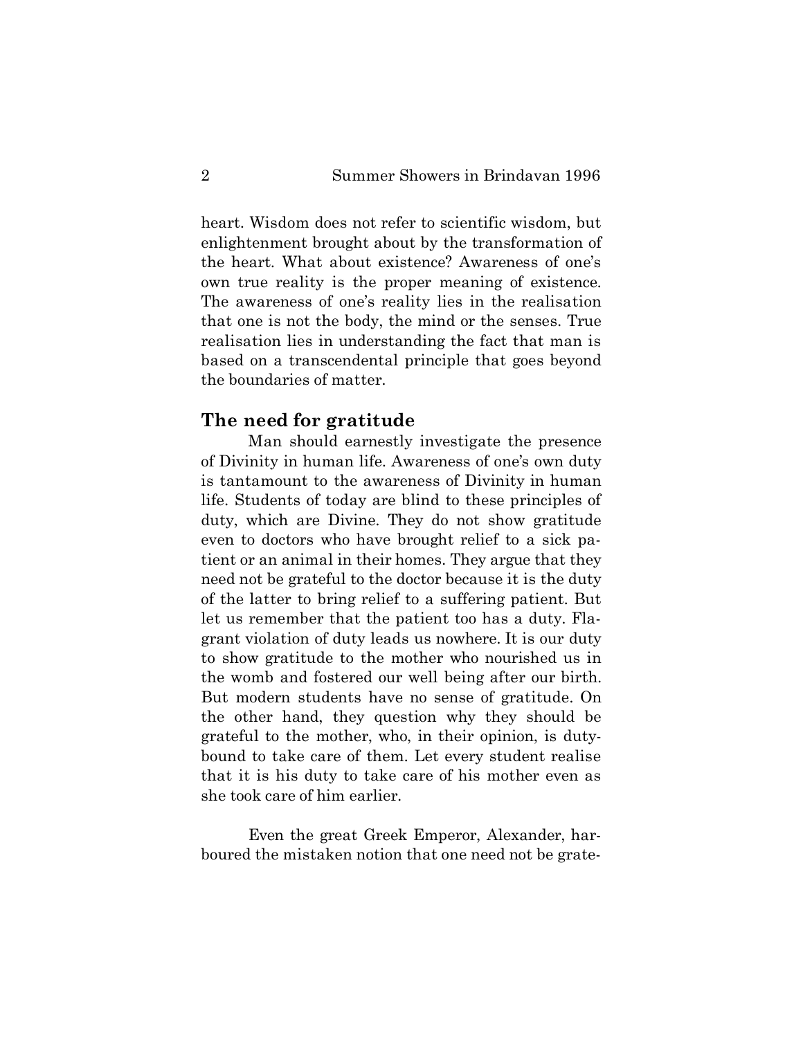heart. Wisdom does not refer to scientific wisdom, but enlightenment brought about by the transformation of the heart. What about existence? Awareness of one's own true reality is the proper meaning of existence. The awareness of one's reality lies in the realisation that one is not the body, the mind or the senses. True realisation lies in understanding the fact that man is based on a transcendental principle that goes beyond the boundaries of matter.

## The need for gratitude

Man should earnestly investigate the presence of Divinity in human life. Awareness of one's own duty is tantamount to the awareness of Divinity in human life. Students of today are blind to these principles of duty, which are Divine. They do not show gratitude even to doctors who have brought relief to a sick patient or an animal in their homes. They argue that they need not be grateful to the doctor because it is the duty of the latter to bring relief to a suffering patient. But let us remember that the patient too has a duty. Flagrant violation of duty leads us nowhere. It is our duty to show gratitude to the mother who nourished us in the womb and fostered our well being after our birth. But modern students have no sense of gratitude. On the other hand, they question why they should be grateful to the mother, who, in their opinion, is duty-bound to take care of them. Let every student realise that it is his duty to take care of his mother even as she took care of him earlier.

Even the great Greek Emperor, Alexander, harboured the mistaken notion that one need not be grate-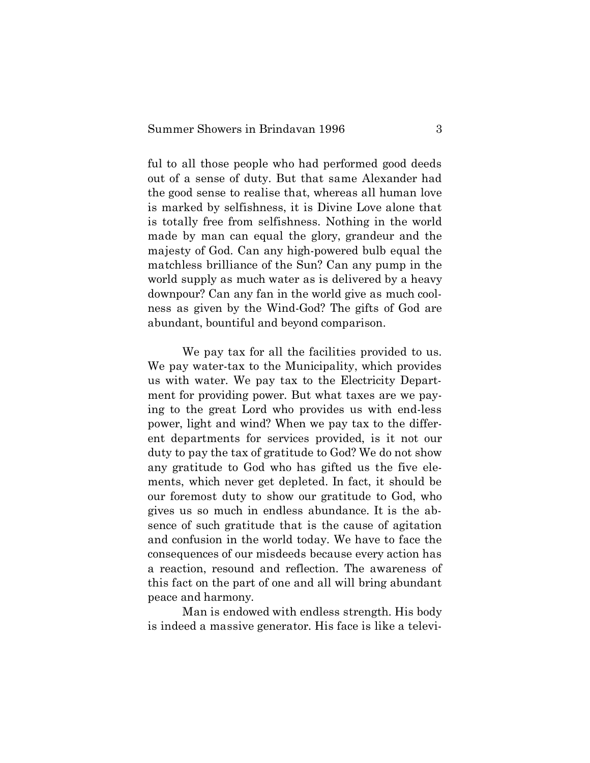ful to all those people who had performed good deeds out of a sense of duty. But that same Alexander had the good sense to realise that, whereas all human love is marked by selfishness, it is Divine Love alone that is totally free from selfishness. Nothing in the world made by man can equal the glory, grandeur and the majesty of God. Can any high-powered bulb equal the matchless brilliance of the Sun? Can any pump in the world supply as much water as is delivered by a heavy downpour? Can any fan in the world give as much coolness as given by the Wind-God? The gifts of God are abundant, bountiful and beyond comparison.

We pay tax for all the facilities provided to us. We pay water-tax to the Municipality, which provides us with water. We pay tax to the Electricity Department for providing power. But what taxes are we paying to the great Lord who provides us with end-less power, light and wind? When we pay tax to the different departments for services provided, is it not our duty to pay the tax of gratitude to God? We do not show any gratitude to God who has gifted us the five elements, which never get depleted. In fact, it should be our foremost duty to show our gratitude to God, who gives us so much in endless abundance. It is the absence of such gratitude that is the cause of agitation and confusion in the world today. We have to face the consequences of our misdeeds because every action has a reaction, resound and reflection. The awareness of this fact on the part of one and all will bring abundant peace and harmony.

Man is endowed with endless strength. His body is indeed a massive generator. His face is like a televi-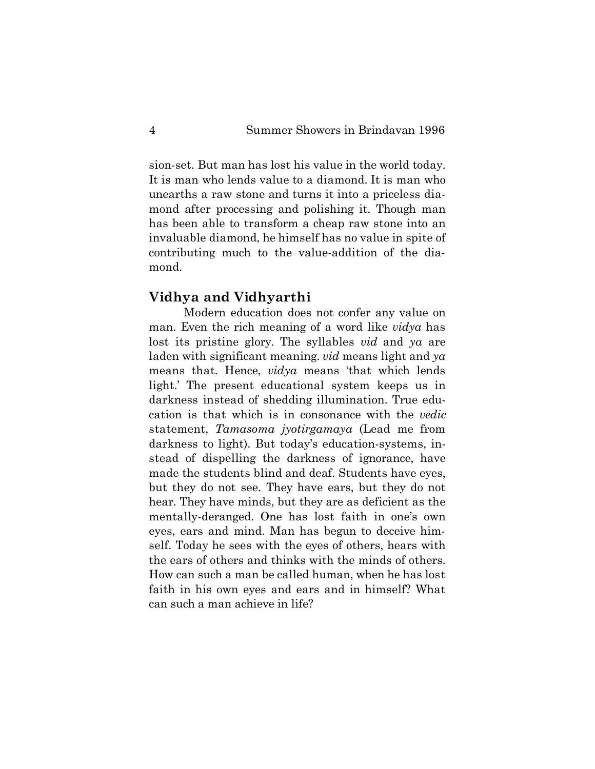sion-set. But man has lost his value in the world today. It is man who lends value to a diamond. It is man who unearths a raw stone and turns it into a priceless diamond after processing and polishing it. Though man has been able to transform a cheap raw stone into an invaluable diamond, he himself has no value in spite of contributing much to the value-addition of the diamond.

## Vidhya and Vidhyarthi

Modern education does not confer any value on man. Even the rich meaning of a word like *vidya* has lost its pristine glory. The syllables *vid* and *ya* are laden with significant meaning. *vid* means light and *ya* means that. Hence, *vidya* means 'that which lends light.' The present educational system keeps us in darkness instead of shedding illumination. True education is that which is in consonance with the *vedic* statement, *Tamasoma jyotirgamaya* (Lead me from darkness to light). But today's education-systems, instead of dispelling the darkness of ignorance, have made the students blind and deaf. Students have eyes, but they do not see. They have ears, but they do not hear. They have minds, but they are as deficient as the mentally-deranged. One has lost faith in one's own eyes, ears and mind. Man has begun to deceive himself. Today he sees with the eyes of others, hears with the ears of others and thinks with the minds of others. How can such a man be called human, when he has lost faith in his own eyes and ears and in himself? What can such a man achieve in life?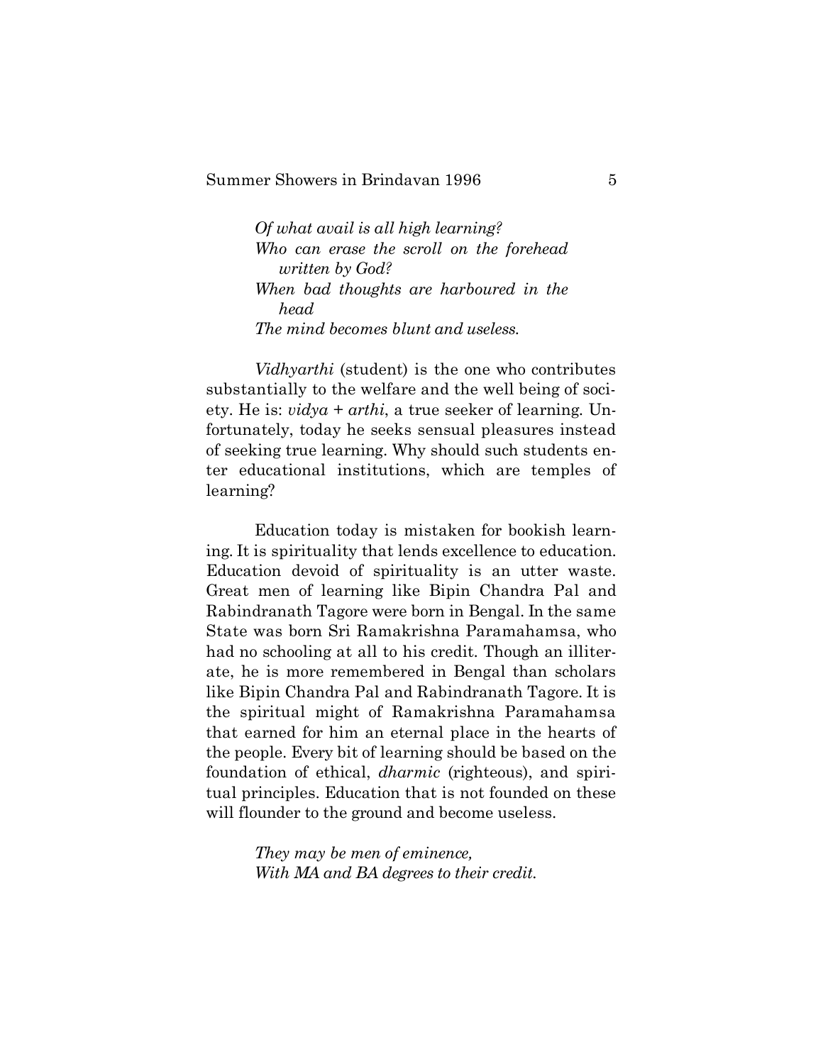*Of what avail is all high learning?*
*Who can erase the scroll on the forehead written by God?*
*When bad thoughts are harboured in the head*
*The mind becomes blunt and useless.*

*Vidhyarthi* (student) is the one who contributes substantially to the welfare and the well being of society. He is: *vidya* + *arthi*, a true seeker of learning. Unfortunately, today he seeks sensual pleasures instead of seeking true learning. Why should such students enter educational institutions, which are temples of learning?

Education today is mistaken for bookish learning. It is spirituality that lends excellence to education. Education devoid of spirituality is an utter waste. Great men of learning like Bipin Chandra Pal and Rabindranath Tagore were born in Bengal. In the same State was born Sri Ramakrishna Paramahamsa, who had no schooling at all to his credit. Though an illiterate, he is more remembered in Bengal than scholars like Bipin Chandra Pal and Rabindranath Tagore. It is the spiritual might of Ramakrishna Paramahamsa that earned for him an eternal place in the hearts of the people. Every bit of learning should be based on the foundation of ethical, *dharmic* (righteous), and spiritual principles. Education that is not founded on these will flounder to the ground and become useless.

*They may be men of eminence,*
*With MA and BA degrees to their credit.*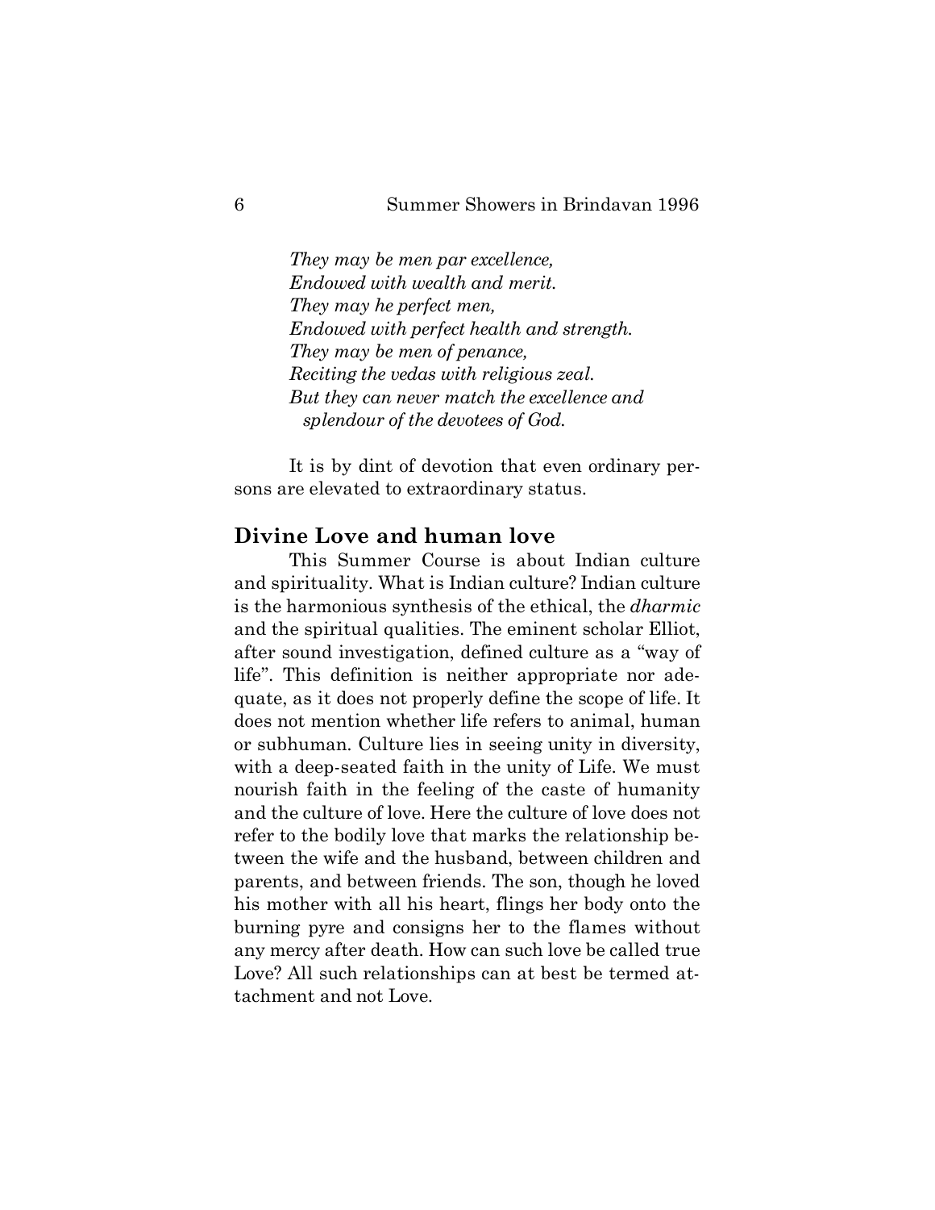*They may be men par excellence,*
*Endowed with wealth and merit.*
*They may he perfect men,*
*Endowed with perfect health and strength.*
*They may be men of penance,*
*Reciting the vedas with religious zeal.*
*But they can never match the excellence and splendour of the devotees of God.*

It is by dint of devotion that even ordinary persons are elevated to extraordinary status.

## Divine Love and human love

This Summer Course is about Indian culture and spirituality. What is Indian culture? Indian culture is the harmonious synthesis of the ethical, the *dharmic* and the spiritual qualities. The eminent scholar Elliot, after sound investigation, defined culture as a "way of life". This definition is neither appropriate nor adequate, as it does not properly define the scope of life. It does not mention whether life refers to animal, human or subhuman. Culture lies in seeing unity in diversity, with a deep-seated faith in the unity of Life. We must nourish faith in the feeling of the caste of humanity and the culture of love. Here the culture of love does not refer to the bodily love that marks the relationship between the wife and the husband, between children and parents, and between friends. The son, though he loved his mother with all his heart, flings her body onto the burning pyre and consigns her to the flames without any mercy after death. How can such love be called true Love? All such relationships can at best be termed attachment and not Love.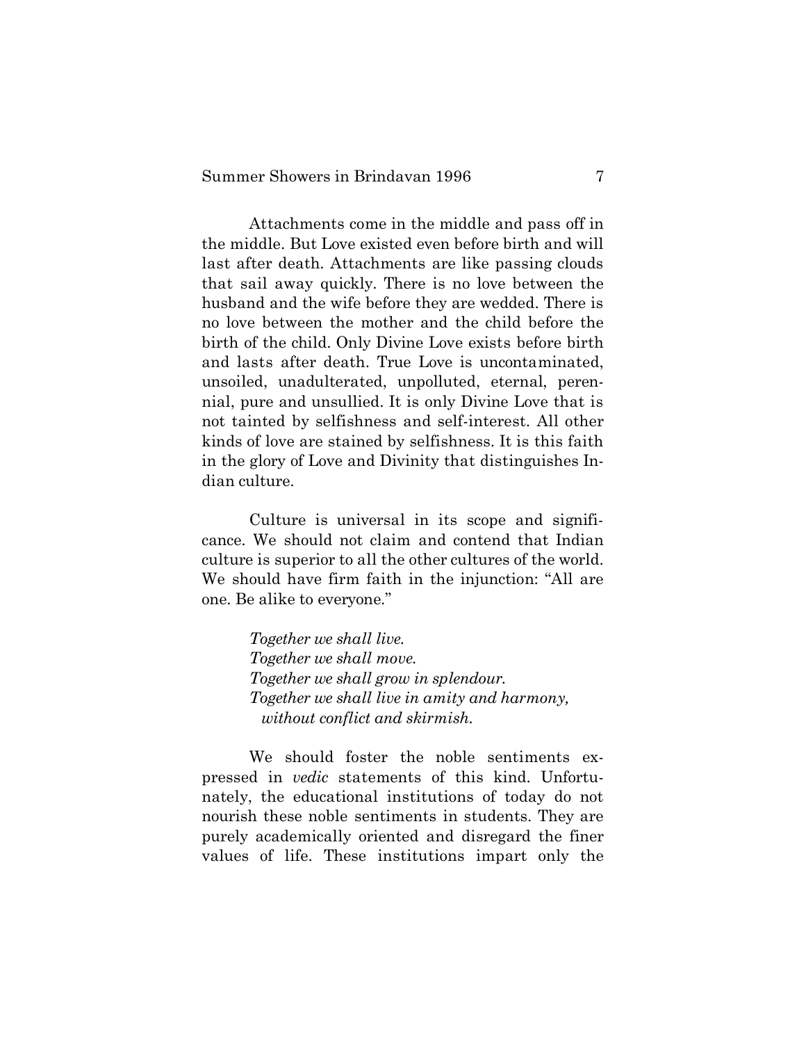Attachments come in the middle and pass off in the middle. But Love existed even before birth and will last after death. Attachments are like passing clouds that sail away quickly. There is no love between the husband and the wife before they are wedded. There is no love between the mother and the child before the birth of the child. Only Divine Love exists before birth and lasts after death. True Love is uncontaminated, unsoiled, unadulterated, unpolluted, eternal, perennial, pure and unsullied. It is only Divine Love that is not tainted by selfishness and self-interest. All other kinds of love are stained by selfishness. It is this faith in the glory of Love and Divinity that distinguishes Indian culture.

Culture is universal in its scope and significance. We should not claim and contend that Indian culture is superior to all the other cultures of the world. We should have firm faith in the injunction: "All are one. Be alike to everyone."

> *Together we shall live.*
> *Together we shall move.*
> *Together we shall grow in splendour.*
> *Together we shall live in amity and harmony,*
> *without conflict and skirmish.*

We should foster the noble sentiments expressed in *vedic* statements of this kind. Unfortunately, the educational institutions of today do not nourish these noble sentiments in students. They are purely academically oriented and disregard the finer values of life. These institutions impart only the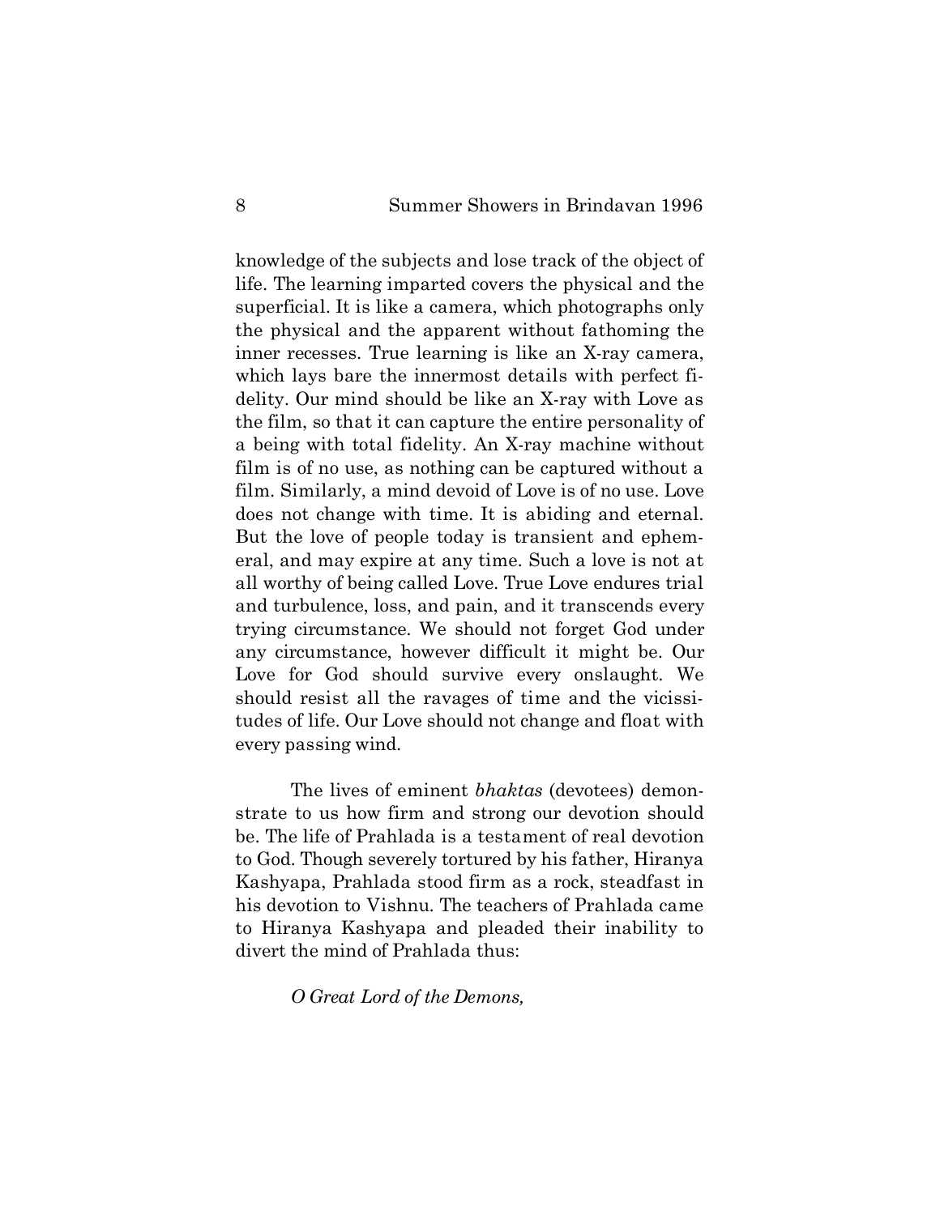knowledge of the subjects and lose track of the object of life. The learning imparted covers the physical and the superficial. It is like a camera, which photographs only the physical and the apparent without fathoming the inner recesses. True learning is like an X-ray camera, which lays bare the innermost details with perfect fidelity. Our mind should be like an X-ray with Love as the film, so that it can capture the entire personality of a being with total fidelity. An X-ray machine without film is of no use, as nothing can be captured without a film. Similarly, a mind devoid of Love is of no use. Love does not change with time. It is abiding and eternal. But the love of people today is transient and ephemeral, and may expire at any time. Such a love is not at all worthy of being called Love. True Love endures trial and turbulence, loss, and pain, and it transcends every trying circumstance. We should not forget God under any circumstance, however difficult it might be. Our Love for God should survive every onslaught. We should resist all the ravages of time and the vicissitudes of life. Our Love should not change and float with every passing wind.

The lives of eminent *bhaktas* (devotees) demonstrate to us how firm and strong our devotion should be. The life of Prahlada is a testament of real devotion to God. Though severely tortured by his father, Hiranya Kashyapa, Prahlada stood firm as a rock, steadfast in his devotion to Vishnu. The teachers of Prahlada came to Hiranya Kashyapa and pleaded their inability to divert the mind of Prahlada thus:

*O Great Lord of the Demons,*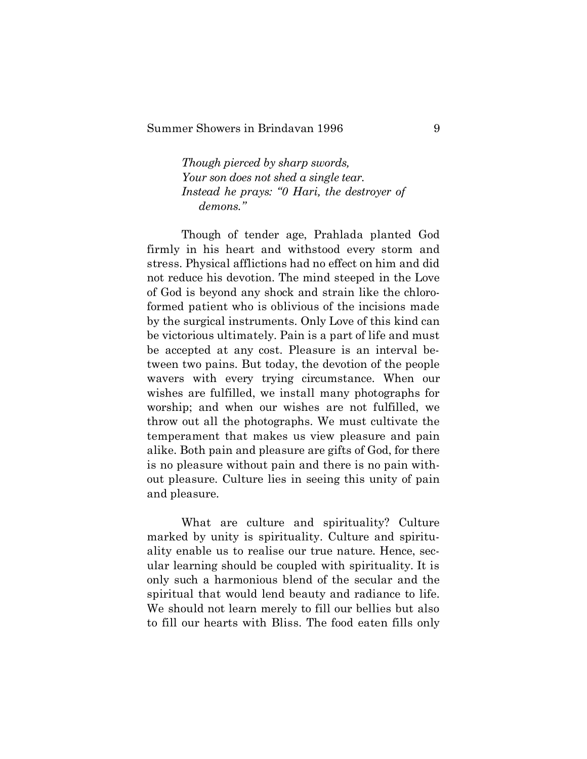*Though pierced by sharp swords,*
*Your son does not shed a single tear.*
*Instead he prays: "0 Hari, the destroyer of demons."*

Though of tender age, Prahlada planted God firmly in his heart and withstood every storm and stress. Physical afflictions had no effect on him and did not reduce his devotion. The mind steeped in the Love of God is beyond any shock and strain like the chloroformed patient who is oblivious of the incisions made by the surgical instruments. Only Love of this kind can be victorious ultimately. Pain is a part of life and must be accepted at any cost. Pleasure is an interval between two pains. But today, the devotion of the people wavers with every trying circumstance. When our wishes are fulfilled, we install many photographs for worship; and when our wishes are not fulfilled, we throw out all the photographs. We must cultivate the temperament that makes us view pleasure and pain alike. Both pain and pleasure are gifts of God, for there is no pleasure without pain and there is no pain without pleasure. Culture lies in seeing this unity of pain and pleasure.

What are culture and spirituality? Culture marked by unity is spirituality. Culture and spirituality enable us to realise our true nature. Hence, secular learning should be coupled with spirituality. It is only such a harmonious blend of the secular and the spiritual that would lend beauty and radiance to life. We should not learn merely to fill our bellies but also to fill our hearts with Bliss. The food eaten fills only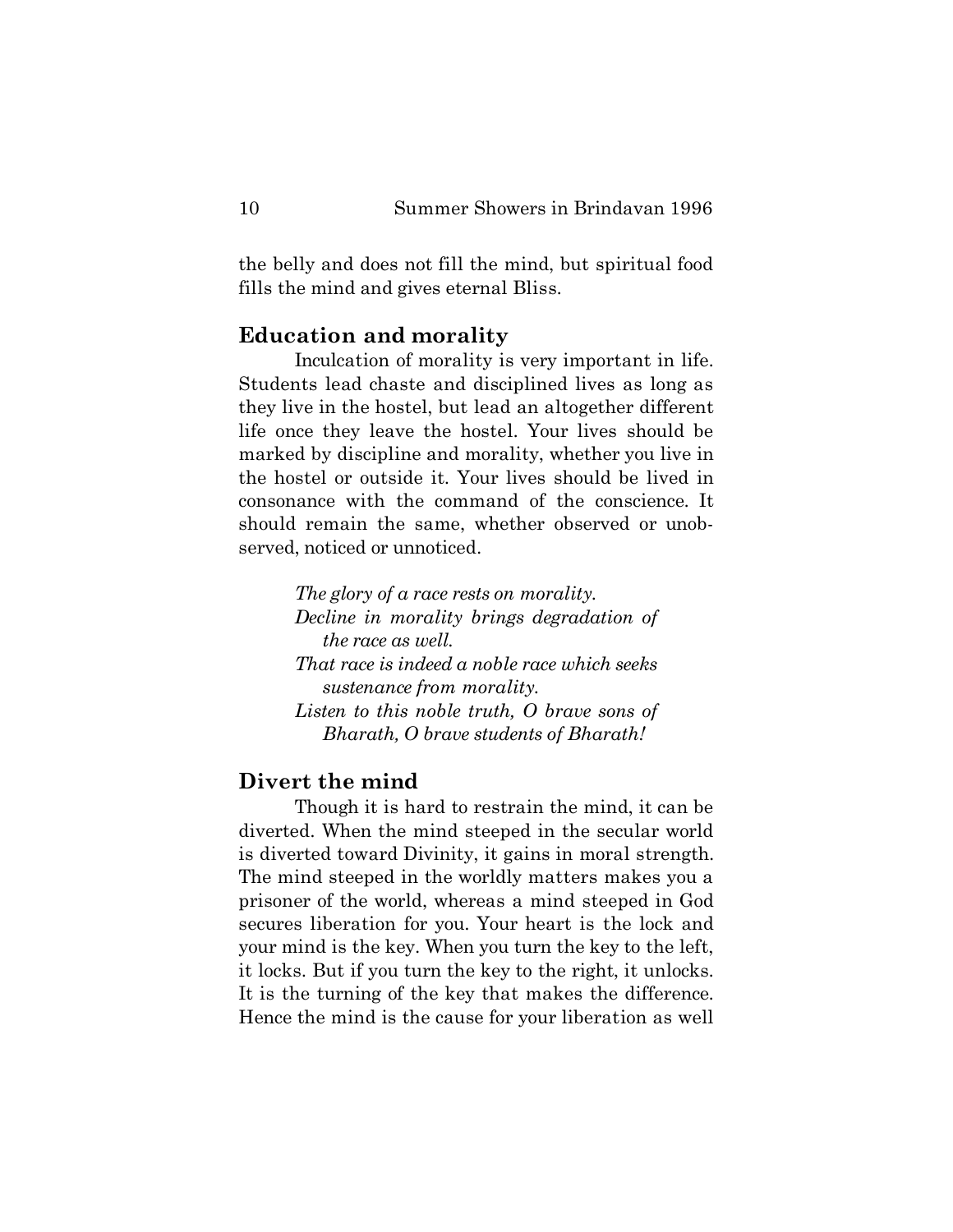the belly and does not fill the mind, but spiritual food fills the mind and gives eternal Bliss.

## Education and morality

Inculcation of morality is very important in life. Students lead chaste and disciplined lives as long as they live in the hostel, but lead an altogether different life once they leave the hostel. Your lives should be marked by discipline and morality, whether you live in the hostel or outside it. Your lives should be lived in consonance with the command of the conscience. It should remain the same, whether observed or unobserved, noticed or unnoticed.

> *The glory of a race rests on morality.*
> *Decline in morality brings degradation of the race as well.*
> *That race is indeed a noble race which seeks sustenance from morality.*
> *Listen to this noble truth, O brave sons of Bharath, O brave students of Bharath!*

## Divert the mind

Though it is hard to restrain the mind, it can be diverted. When the mind steeped in the secular world is diverted toward Divinity, it gains in moral strength. The mind steeped in the worldly matters makes you a prisoner of the world, whereas a mind steeped in God secures liberation for you. Your heart is the lock and your mind is the key. When you turn the key to the left, it locks. But if you turn the key to the right, it unlocks. It is the turning of the key that makes the difference. Hence the mind is the cause for your liberation as well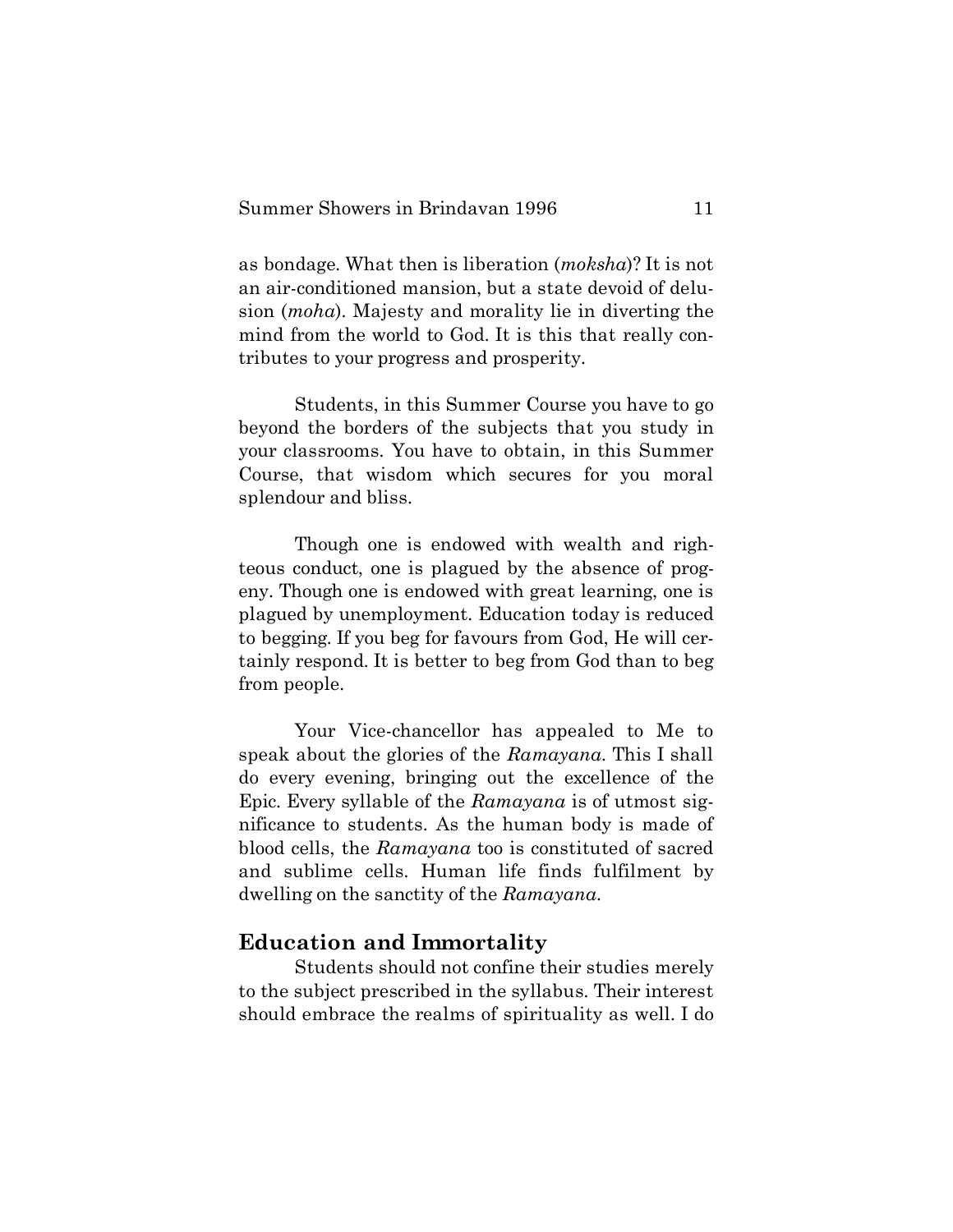as bondage. What then is liberation (*moksha*)? It is not an air-conditioned mansion, but a state devoid of delusion (*moha*). Majesty and morality lie in diverting the mind from the world to God. It is this that really contributes to your progress and prosperity.

Students, in this Summer Course you have to go beyond the borders of the subjects that you study in your classrooms. You have to obtain, in this Summer Course, that wisdom which secures for you moral splendour and bliss.

Though one is endowed with wealth and righteous conduct, one is plagued by the absence of progeny. Though one is endowed with great learning, one is plagued by unemployment. Education today is reduced to begging. If you beg for favours from God, He will certainly respond. It is better to beg from God than to beg from people.

Your Vice-chancellor has appealed to Me to speak about the glories of the *Ramayana*. This I shall do every evening, bringing out the excellence of the Epic. Every syllable of the *Ramayana* is of utmost significance to students. As the human body is made of blood cells, the *Ramayana* too is constituted of sacred and sublime cells. Human life finds fulfilment by dwelling on the sanctity of the *Ramayana*.

## Education and Immortality

Students should not confine their studies merely to the subject prescribed in the syllabus. Their interest should embrace the realms of spirituality as well. I do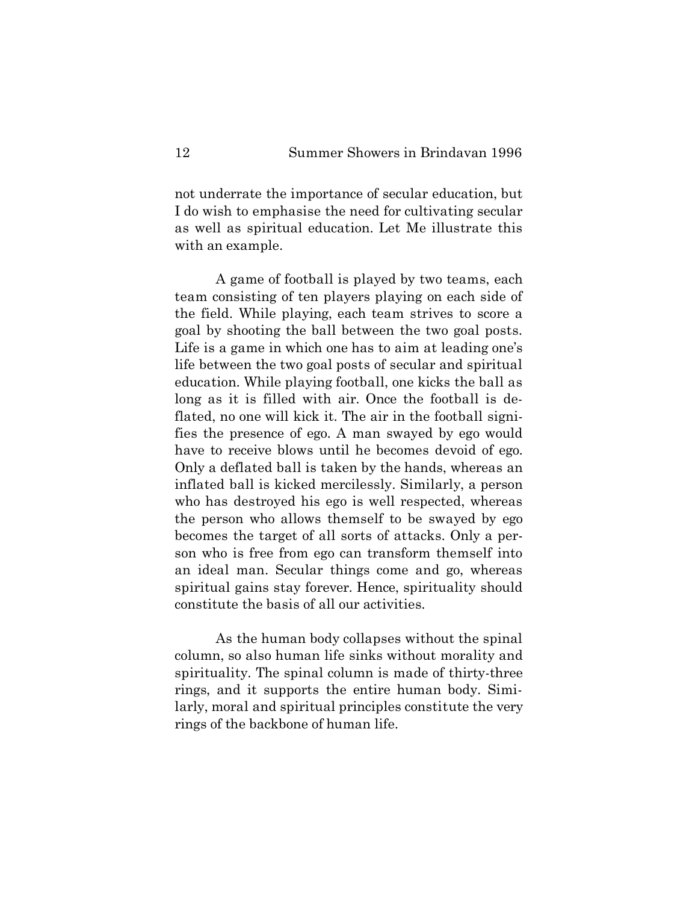not underrate the importance of secular education, but I do wish to emphasise the need for cultivating secular as well as spiritual education. Let Me illustrate this with an example.

A game of football is played by two teams, each team consisting of ten players playing on each side of the field. While playing, each team strives to score a goal by shooting the ball between the two goal posts. Life is a game in which one has to aim at leading one's life between the two goal posts of secular and spiritual education. While playing football, one kicks the ball as long as it is filled with air. Once the football is deflated, no one will kick it. The air in the football signifies the presence of ego. A man swayed by ego would have to receive blows until he becomes devoid of ego. Only a deflated ball is taken by the hands, whereas an inflated ball is kicked mercilessly. Similarly, a person who has destroyed his ego is well respected, whereas the person who allows themself to be swayed by ego becomes the target of all sorts of attacks. Only a person who is free from ego can transform themself into an ideal man. Secular things come and go, whereas spiritual gains stay forever. Hence, spirituality should constitute the basis of all our activities.

As the human body collapses without the spinal column, so also human life sinks without morality and spirituality. The spinal column is made of thirty-three rings, and it supports the entire human body. Similarly, moral and spiritual principles constitute the very rings of the backbone of human life.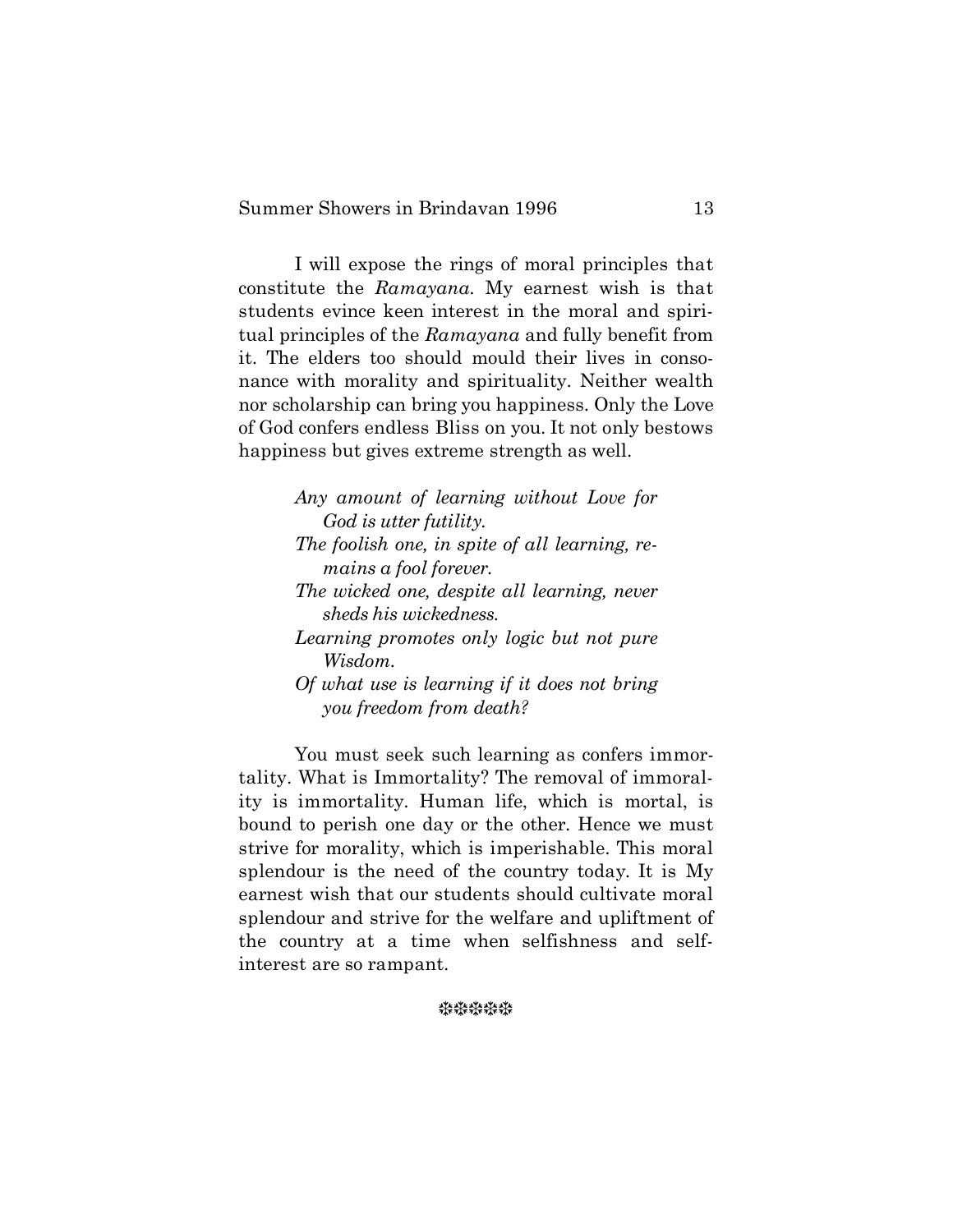I will expose the rings of moral principles that constitute the *Ramayana*. My earnest wish is that students evince keen interest in the moral and spiritual principles of the *Ramayana* and fully benefit from it. The elders too should mould their lives in consonance with morality and spirituality. Neither wealth nor scholarship can bring you happiness. Only the Love of God confers endless Bliss on you. It not only bestows happiness but gives extreme strength as well.

> *Any amount of learning without Love for God is utter futility.*
> *The foolish one, in spite of all learning, remains a fool forever.*
> *The wicked one, despite all learning, never sheds his wickedness.*
> *Learning promotes only logic but not pure Wisdom.*
> *Of what use is learning if it does not bring you freedom from death?*

You must seek such learning as confers immortality. What is Immortality? The removal of immorality is immortality. Human life, which is mortal, is bound to perish one day or the other. Hence we must strive for morality, which is imperishable. This moral splendour is the need of the country today. It is My earnest wish that our students should cultivate moral splendour and strive for the welfare and upliftment of the country at a time when selfishness and self-interest are so rampant.

❈❈❈❈❈